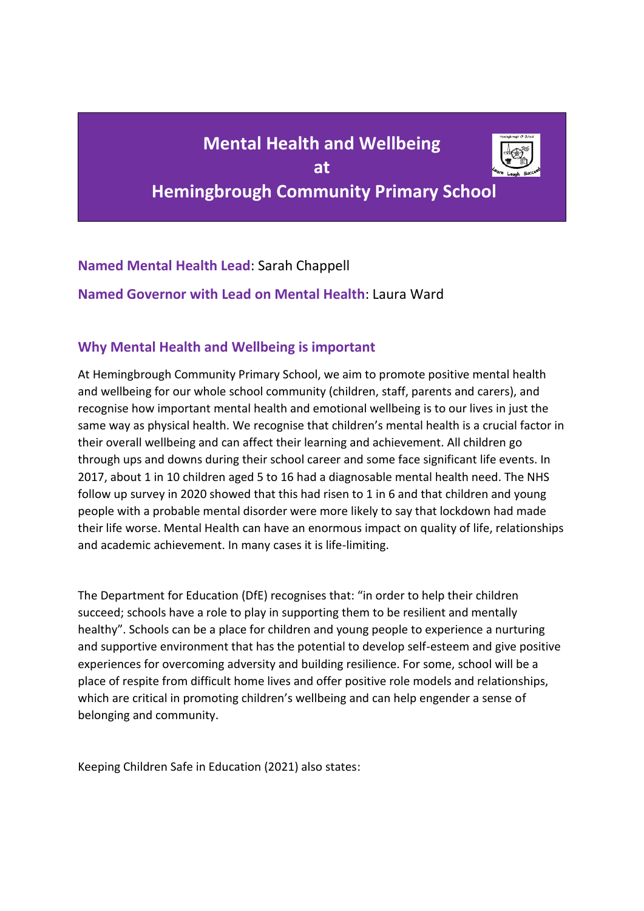# Mental Health and Wellbeing at Hemingbrough Community Primary School

**Named Mental Health Lead**: Sarah Chappell

**Named Governor with Lead on Mental Health**: Laura Ward

## Why Mental Health and Wellbeing is important

At Hemingbrough Community Primary School, we aim to promote positive mental health and wellbeing for our whole school community (children, staff, parents and carers), and recognise how important mental health and emotional wellbeing is to our lives in just the same way as physical health. We recognise that children's mental health is a crucial factor in their overall wellbeing and can affect their learning and achievement. All children go through ups and downs during their school career and some face significant life events. In 2017, about 1 in 10 children aged 5 to 16 had a diagnosable mental health need. The NHS follow up survey in 2020 showed that this had risen to 1 in 6 and that children and young people with a probable mental disorder were more likely to say that lockdown had made their life worse. Mental Health can have an enormous impact on quality of life, relationships and academic achievement. In many cases it is life-limiting.

The Department for Education (DfE) recognises that: "in order to help their children succeed; schools have a role to play in supporting them to be resilient and mentally healthy". Schools can be a place for children and young people to experience a nurturing and supportive environment that has the potential to develop self-esteem and give positive experiences for overcoming adversity and building resilience. For some, school will be a place of respite from difficult home lives and offer positive role models and relationships, which are critical in promoting children's wellbeing and can help engender a sense of belonging and community.

Keeping Children Safe in Education (2021) also states: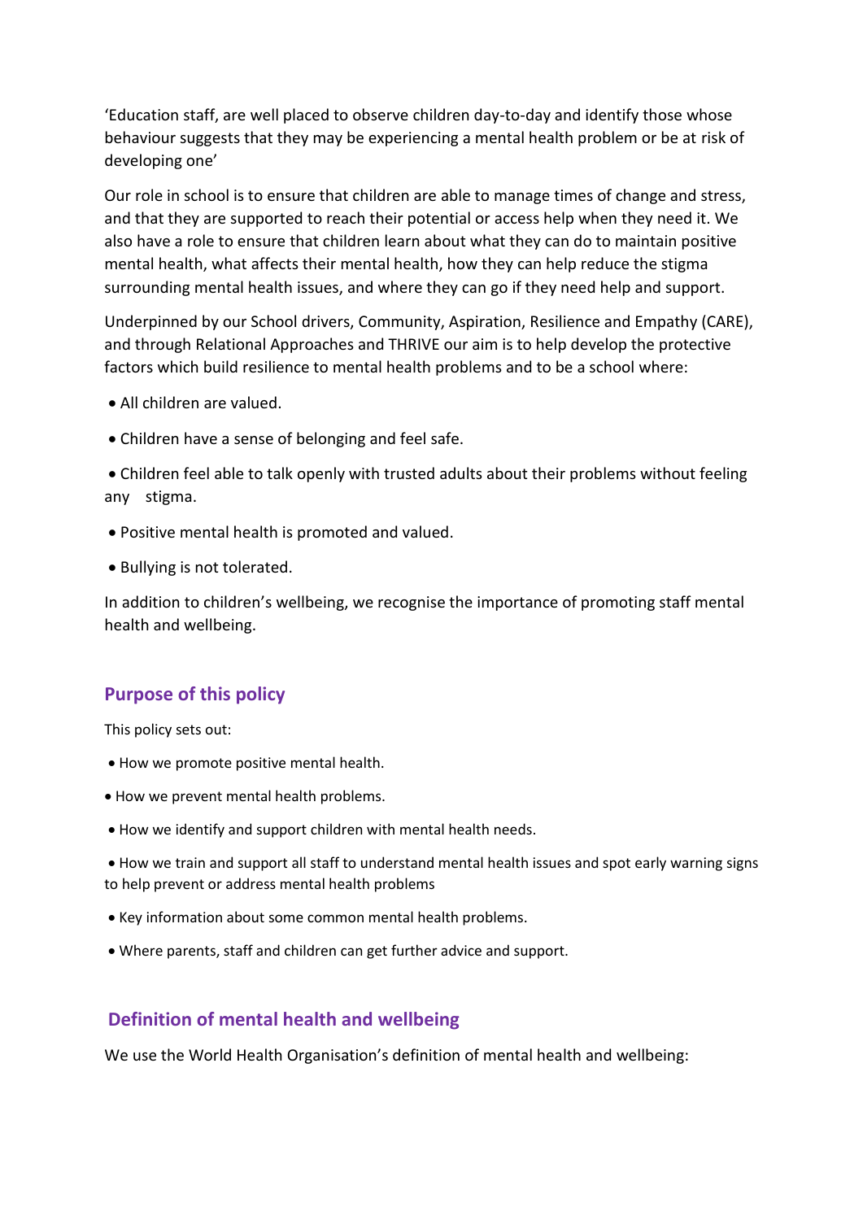'Education staff, are well placed to observe children day-to-day and identify those whose behaviour suggests that they may be experiencing a mental health problem or be at risk of developing one'

Our role in school is to ensure that children are able to manage times of change and stress, and that they are supported to reach their potential or access help when they need it. We also have a role to ensure that children learn about what they can do to maintain positive mental health, what affects their mental health, how they can help reduce the stigma surrounding mental health issues, and where they can go if they need help and support.

Underpinned by our School drivers, Community, Aspiration, Resilience and Empathy (CARE), and through Relational Approaches and THRIVE our aim is to help develop the protective factors which build resilience to mental health problems and to be a school where:

- All children are valued.
- Children have a sense of belonging and feel safe.
- Children feel able to talk openly with trusted adults about their problems without feeling any stigma.
- Positive mental health is promoted and valued.
- Bullying is not tolerated.

In addition to children's wellbeing, we recognise the importance of promoting staff mental health and wellbeing.

## Purpose of this policy

This policy sets out:

- How we promote positive mental health.
- How we prevent mental health problems.
- How we identify and support children with mental health needs.
- How we train and support all staff to understand mental health issues and spot early warning signs to help prevent or address mental health problems
- Key information about some common mental health problems.
- Where parents, staff and children can get further advice and support.

## Definition of mental health and wellbeing

We use the World Health Organisation's definition of mental health and wellbeing: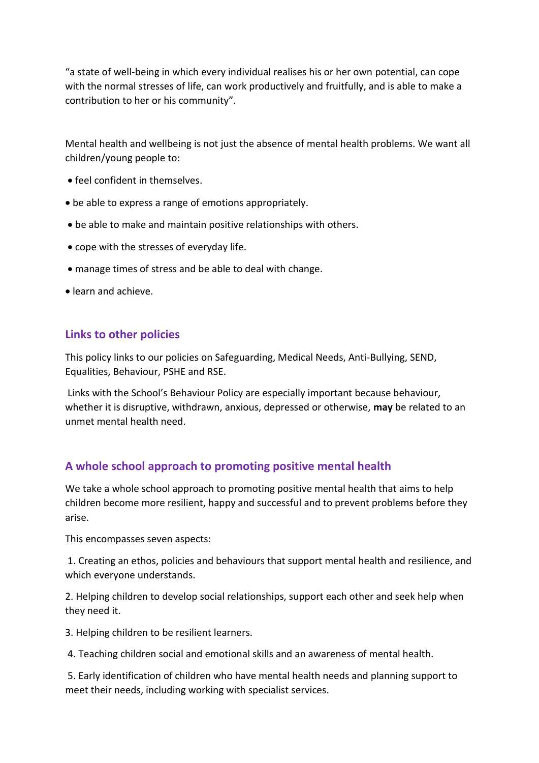"a state of well-being in which every individual realises his or her own potential, can cope with the normal stresses of life, can work productively and fruitfully, and is able to make a contribution to her or his community".

Mental health and wellbeing is not just the absence of mental health problems. We want all children/young people to:

- feel confident in themselves.
- be able to express a range of emotions appropriately.
- be able to make and maintain positive relationships with others.
- cope with the stresses of everyday life.
- manage times of stress and be able to deal with change.
- learn and achieve.

## Links to other policies

This policy links to our policies on Safeguarding, Medical Needs, Anti-Bullying, SEND, Equalities, Behaviour, PSHE and RSE.

Links with the School's Behaviour Policy are especially important because behaviour, whether it is disruptive, withdrawn, anxious, depressed or otherwise, **may** be related to an unmet mental health need.

## A whole school approach to promoting positive mental health

We take a whole school approach to promoting positive mental health that aims to help children become more resilient, happy and successful and to prevent problems before they arise.

This encompasses seven aspects:

1. Creating an ethos, policies and behaviours that support mental health and resilience, and which everyone understands.
2. Helping children to develop social relationships, support each other and seek help when they need it.
3. Helping children to be resilient learners.
4. Teaching children social and emotional skills and an awareness of mental health.
5. Early identification of children who have mental health needs and planning support to meet their needs, including working with specialist services.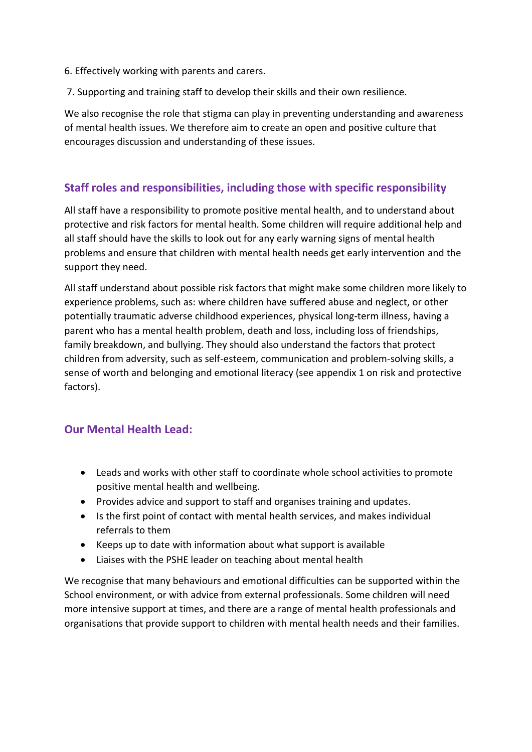6. Effectively working with parents and carers.

7. Supporting and training staff to develop their skills and their own resilience.

We also recognise the role that stigma can play in preventing understanding and awareness of mental health issues. We therefore aim to create an open and positive culture that encourages discussion and understanding of these issues.

## Staff roles and responsibilities, including those with specific responsibility

All staff have a responsibility to promote positive mental health, and to understand about protective and risk factors for mental health. Some children will require additional help and all staff should have the skills to look out for any early warning signs of mental health problems and ensure that children with mental health needs get early intervention and the support they need.

All staff understand about possible risk factors that might make some children more likely to experience problems, such as: where children have suffered abuse and neglect, or other potentially traumatic adverse childhood experiences, physical long-term illness, having a parent who has a mental health problem, death and loss, including loss of friendships, family breakdown, and bullying. They should also understand the factors that protect children from adversity, such as self-esteem, communication and problem-solving skills, a sense of worth and belonging and emotional literacy (see appendix 1 on risk and protective factors).

## Our Mental Health Lead:

- Leads and works with other staff to coordinate whole school activities to promote positive mental health and wellbeing.
- Provides advice and support to staff and organises training and updates.
- Is the first point of contact with mental health services, and makes individual referrals to them
- Keeps up to date with information about what support is available
- Liaises with the PSHE leader on teaching about mental health

We recognise that many behaviours and emotional difficulties can be supported within the School environment, or with advice from external professionals. Some children will need more intensive support at times, and there are a range of mental health professionals and organisations that provide support to children with mental health needs and their families.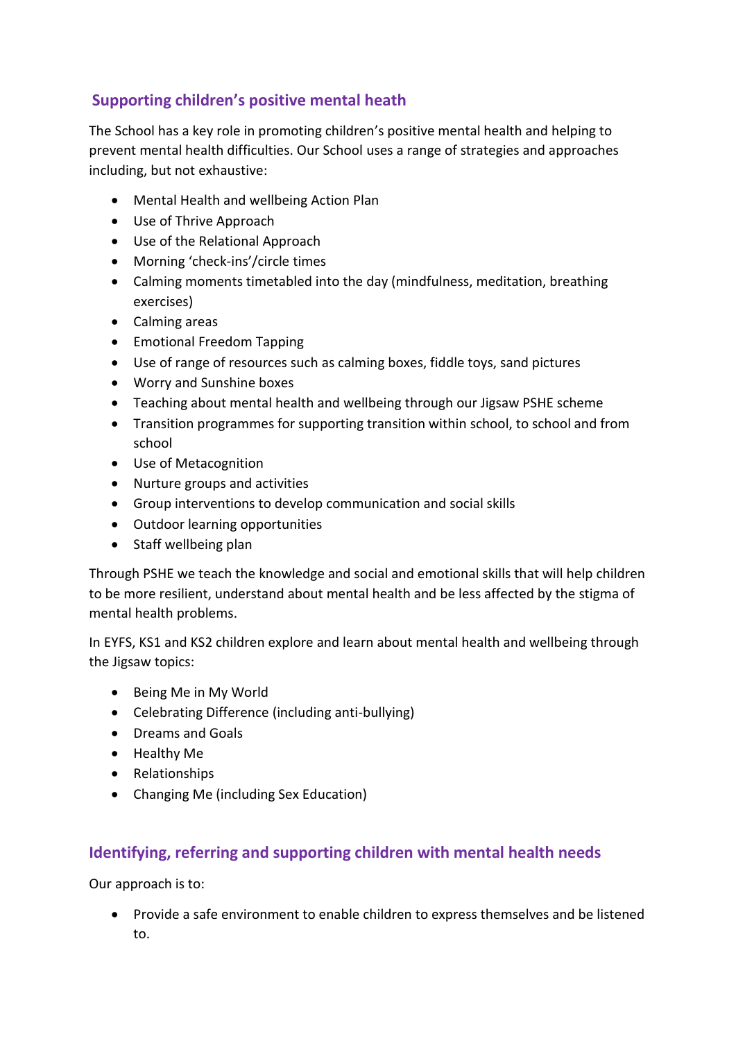## Supporting children's positive mental heath

The School has a key role in promoting children's positive mental health and helping to prevent mental health difficulties. Our School uses a range of strategies and approaches including, but not exhaustive:

- Mental Health and wellbeing Action Plan
- Use of Thrive Approach
- Use of the Relational Approach
- Morning 'check-ins'/circle times
- Calming moments timetabled into the day (mindfulness, meditation, breathing exercises)
- Calming areas
- Emotional Freedom Tapping
- Use of range of resources such as calming boxes, fiddle toys, sand pictures
- Worry and Sunshine boxes
- Teaching about mental health and wellbeing through our Jigsaw PSHE scheme
- Transition programmes for supporting transition within school, to school and from school
- Use of Metacognition
- Nurture groups and activities
- Group interventions to develop communication and social skills
- Outdoor learning opportunities
- Staff wellbeing plan

Through PSHE we teach the knowledge and social and emotional skills that will help children to be more resilient, understand about mental health and be less affected by the stigma of mental health problems.

In EYFS, KS1 and KS2 children explore and learn about mental health and wellbeing through the Jigsaw topics:

- Being Me in My World
- Celebrating Difference (including anti-bullying)
- Dreams and Goals
- Healthy Me
- Relationships
- Changing Me (including Sex Education)

## Identifying, referring and supporting children with mental health needs

Our approach is to:

- Provide a safe environment to enable children to express themselves and be listened to.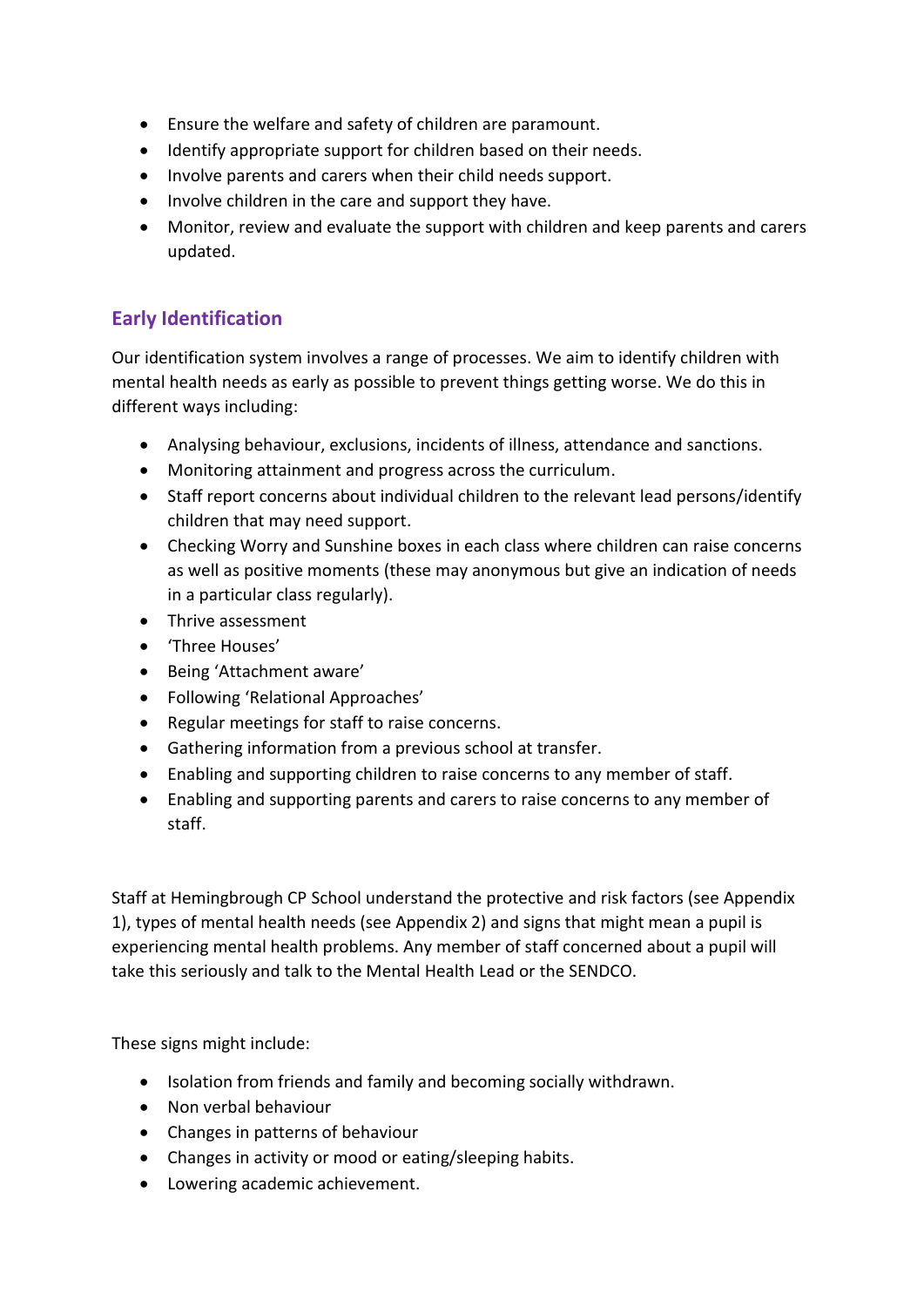- Ensure the welfare and safety of children are paramount.
- Identify appropriate support for children based on their needs.
- Involve parents and carers when their child needs support.
- Involve children in the care and support they have.
- Monitor, review and evaluate the support with children and keep parents and carers updated.

## Early Identification

Our identification system involves a range of processes. We aim to identify children with mental health needs as early as possible to prevent things getting worse. We do this in different ways including:

- Analysing behaviour, exclusions, incidents of illness, attendance and sanctions.
- Monitoring attainment and progress across the curriculum.
- Staff report concerns about individual children to the relevant lead persons/identify children that may need support.
- Checking Worry and Sunshine boxes in each class where children can raise concerns as well as positive moments (these may anonymous but give an indication of needs in a particular class regularly).
- Thrive assessment
- 'Three Houses'
- Being 'Attachment aware'
- Following 'Relational Approaches'
- Regular meetings for staff to raise concerns.
- Gathering information from a previous school at transfer.
- Enabling and supporting children to raise concerns to any member of staff.
- Enabling and supporting parents and carers to raise concerns to any member of staff.

Staff at Hemingbrough CP School understand the protective and risk factors (see Appendix 1), types of mental health needs (see Appendix 2) and signs that might mean a pupil is experiencing mental health problems. Any member of staff concerned about a pupil will take this seriously and talk to the Mental Health Lead or the SENDCO.

These signs might include:

- Isolation from friends and family and becoming socially withdrawn.
- Non verbal behaviour
- Changes in patterns of behaviour
- Changes in activity or mood or eating/sleeping habits.
- Lowering academic achievement.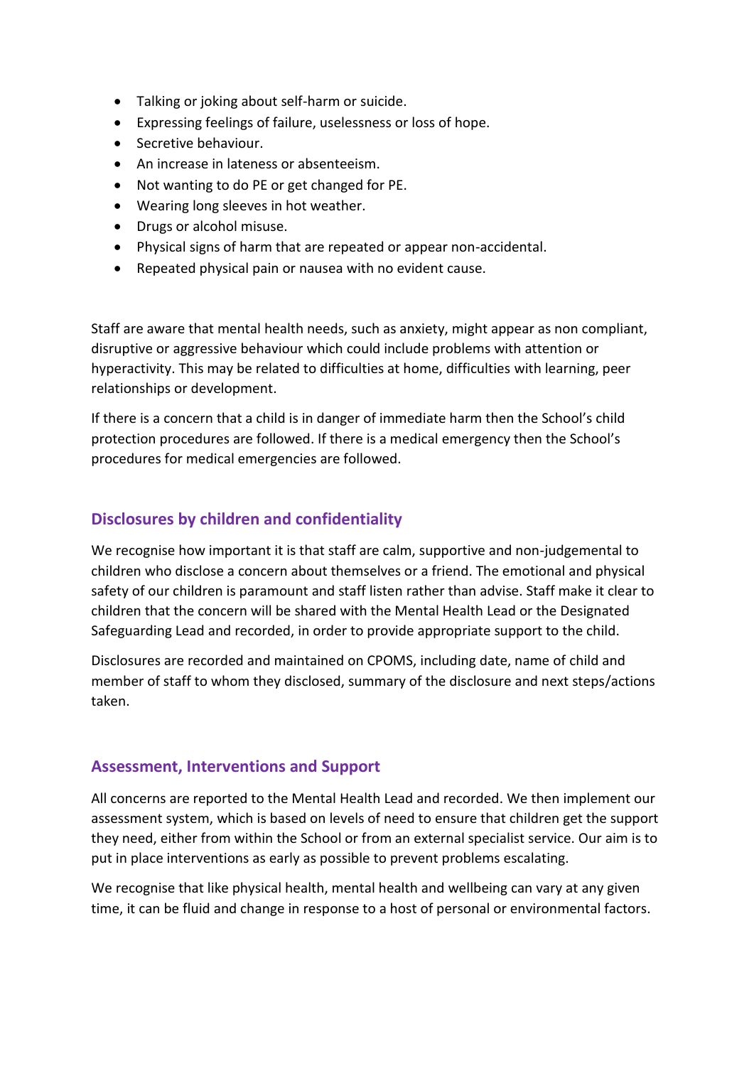- Talking or joking about self-harm or suicide.
- Expressing feelings of failure, uselessness or loss of hope.
- Secretive behaviour.
- An increase in lateness or absenteeism.
- Not wanting to do PE or get changed for PE.
- Wearing long sleeves in hot weather.
- Drugs or alcohol misuse.
- Physical signs of harm that are repeated or appear non-accidental.
- Repeated physical pain or nausea with no evident cause.

Staff are aware that mental health needs, such as anxiety, might appear as non compliant, disruptive or aggressive behaviour which could include problems with attention or hyperactivity. This may be related to difficulties at home, difficulties with learning, peer relationships or development.

If there is a concern that a child is in danger of immediate harm then the School's child protection procedures are followed. If there is a medical emergency then the School's procedures for medical emergencies are followed.

## Disclosures by children and confidentiality

We recognise how important it is that staff are calm, supportive and non-judgemental to children who disclose a concern about themselves or a friend. The emotional and physical safety of our children is paramount and staff listen rather than advise. Staff make it clear to children that the concern will be shared with the Mental Health Lead or the Designated Safeguarding Lead and recorded, in order to provide appropriate support to the child.

Disclosures are recorded and maintained on CPOMS, including date, name of child and member of staff to whom they disclosed, summary of the disclosure and next steps/actions taken.

## Assessment, Interventions and Support

All concerns are reported to the Mental Health Lead and recorded. We then implement our assessment system, which is based on levels of need to ensure that children get the support they need, either from within the School or from an external specialist service. Our aim is to put in place interventions as early as possible to prevent problems escalating.

We recognise that like physical health, mental health and wellbeing can vary at any given time, it can be fluid and change in response to a host of personal or environmental factors.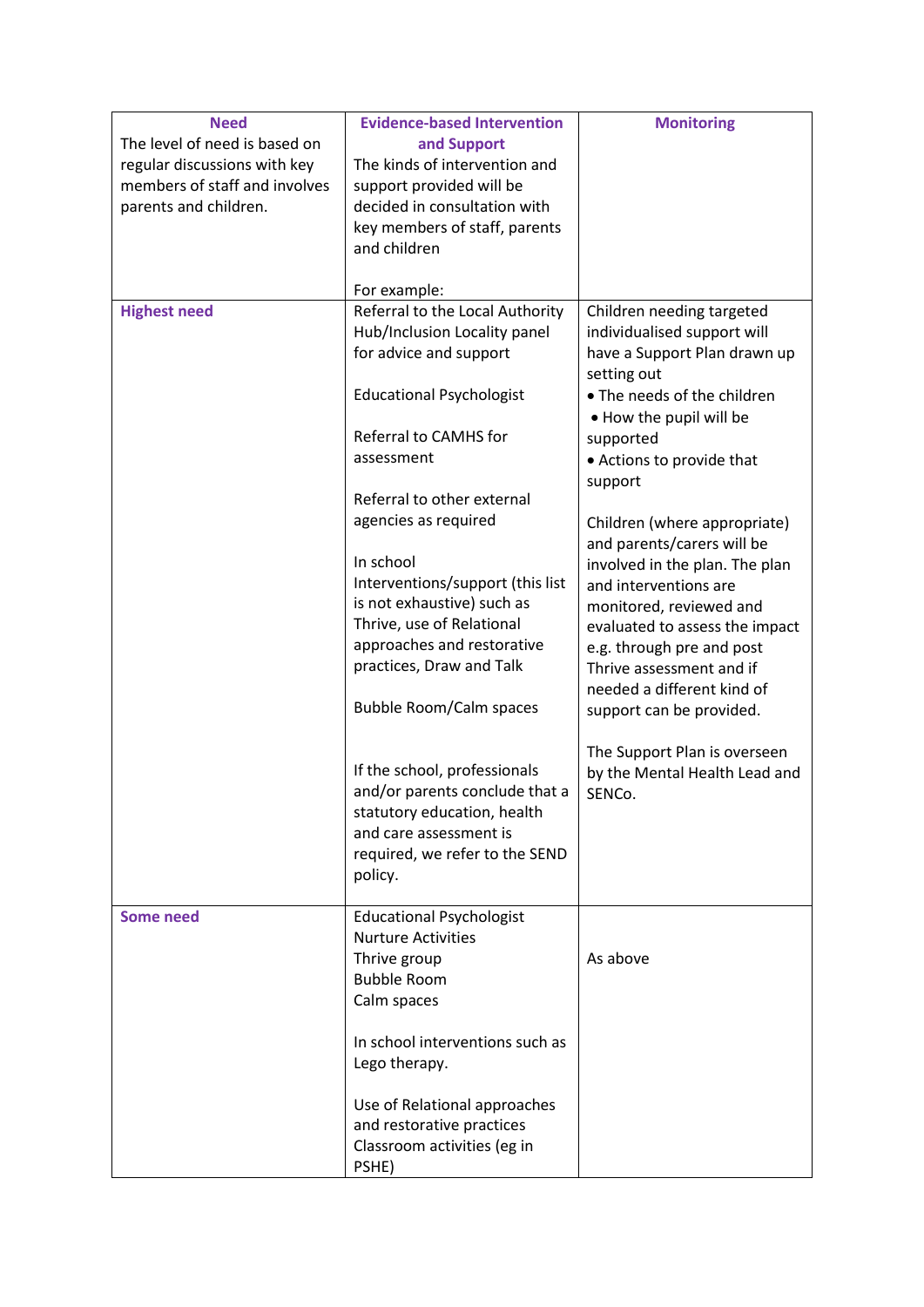| **Need**<br>The level of need is based on regular discussions with key members of staff and involves parents and children. | **Evidence-based Intervention and Support**<br>The kinds of intervention and support provided will be decided in consultation with key members of staff, parents and children<br><br>For example: | **Monitoring** |
|---|---|---|
| **Highest need** | Referral to the Local Authority Hub/Inclusion Locality panel for advice and support<br><br>Educational Psychologist<br><br>Referral to CAMHS for assessment<br><br>Referral to other external agencies as required<br><br>In school Interventions/support (this list is not exhaustive) such as Thrive, use of Relational approaches and restorative practices, Draw and Talk<br><br>Bubble Room/Calm spaces<br><br>If the school, professionals and/or parents conclude that a statutory education, health and care assessment is required, we refer to the SEND policy. | Children needing targeted individualised support will have a Support Plan drawn up setting out<br>• The needs of the children<br>• How the pupil will be supported<br>• Actions to provide that support<br><br>Children (where appropriate) and parents/carers will be involved in the plan. The plan and interventions are monitored, reviewed and evaluated to assess the impact e.g. through pre and post Thrive assessment and if needed a different kind of support can be provided.<br><br>The Support Plan is overseen by the Mental Health Lead and SENCo. |
| **Some need** | Educational Psychologist<br>Nurture Activities<br>Thrive group<br>Bubble Room<br>Calm spaces<br><br>In school interventions such as Lego therapy.<br><br>Use of Relational approaches and restorative practices<br>Classroom activities (eg in PSHE) | As above |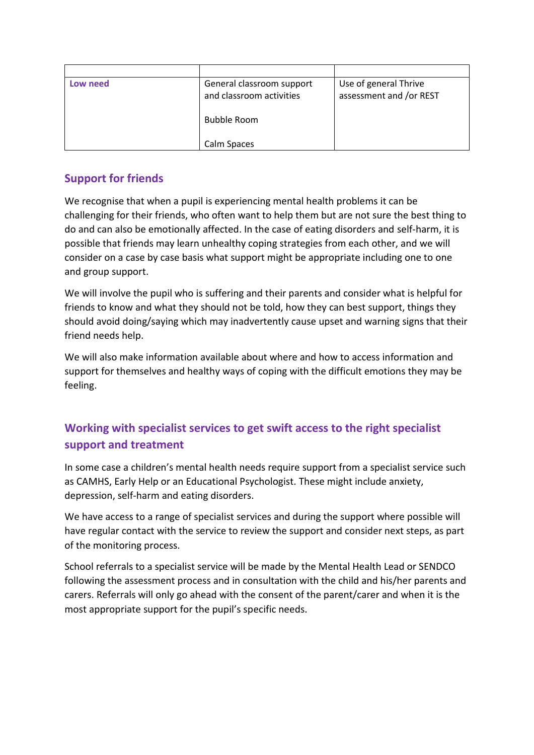| | | |
|---|---|---|
| **Low need** | General classroom support and classroom activities<br><br>Bubble Room<br><br>Calm Spaces | Use of general Thrive assessment and /or REST |

## Support for friends

We recognise that when a pupil is experiencing mental health problems it can be challenging for their friends, who often want to help them but are not sure the best thing to do and can also be emotionally affected. In the case of eating disorders and self-harm, it is possible that friends may learn unhealthy coping strategies from each other, and we will consider on a case by case basis what support might be appropriate including one to one and group support.

We will involve the pupil who is suffering and their parents and consider what is helpful for friends to know and what they should not be told, how they can best support, things they should avoid doing/saying which may inadvertently cause upset and warning signs that their friend needs help.

We will also make information available about where and how to access information and support for themselves and healthy ways of coping with the difficult emotions they may be feeling.

## Working with specialist services to get swift access to the right specialist support and treatment

In some case a children's mental health needs require support from a specialist service such as CAMHS, Early Help or an Educational Psychologist. These might include anxiety, depression, self-harm and eating disorders.

We have access to a range of specialist services and during the support where possible will have regular contact with the service to review the support and consider next steps, as part of the monitoring process.

School referrals to a specialist service will be made by the Mental Health Lead or SENDCO following the assessment process and in consultation with the child and his/her parents and carers. Referrals will only go ahead with the consent of the parent/carer and when it is the most appropriate support for the pupil's specific needs.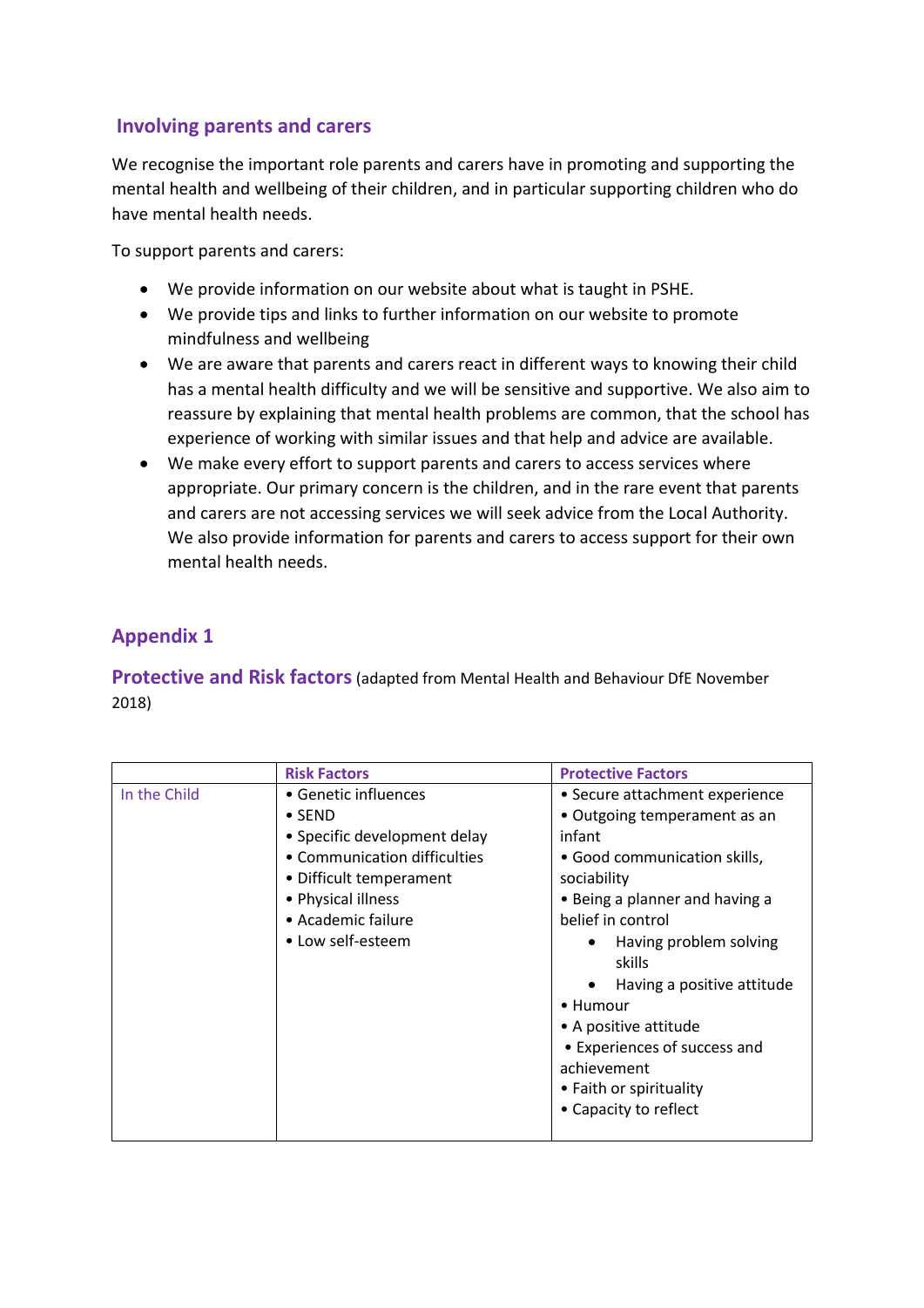## Involving parents and carers

We recognise the important role parents and carers have in promoting and supporting the mental health and wellbeing of their children, and in particular supporting children who do have mental health needs.

To support parents and carers:

- We provide information on our website about what is taught in PSHE.
- We provide tips and links to further information on our website to promote mindfulness and wellbeing
- We are aware that parents and carers react in different ways to knowing their child has a mental health difficulty and we will be sensitive and supportive. We also aim to reassure by explaining that mental health problems are common, that the school has experience of working with similar issues and that help and advice are available.
- We make every effort to support parents and carers to access services where appropriate. Our primary concern is the children, and in the rare event that parents and carers are not accessing services we will seek advice from the Local Authority. We also provide information for parents and carers to access support for their own mental health needs.

## Appendix 1

### Protective and Risk factors (adapted from Mental Health and Behaviour DfE November 2018)

| | Risk Factors | Protective Factors |
|---|---|---|
| In the Child | • Genetic influences<br>• SEND<br>• Specific development delay<br>• Communication difficulties<br>• Difficult temperament<br>• Physical illness<br>• Academic failure<br>• Low self-esteem | • Secure attachment experience<br>• Outgoing temperament as an infant<br>• Good communication skills, sociability<br>• Being a planner and having a belief in control<br>• Having problem solving skills<br>• Having a positive attitude<br>• Humour<br>• A positive attitude<br>• Experiences of success and achievement<br>• Faith or spirituality<br>• Capacity to reflect |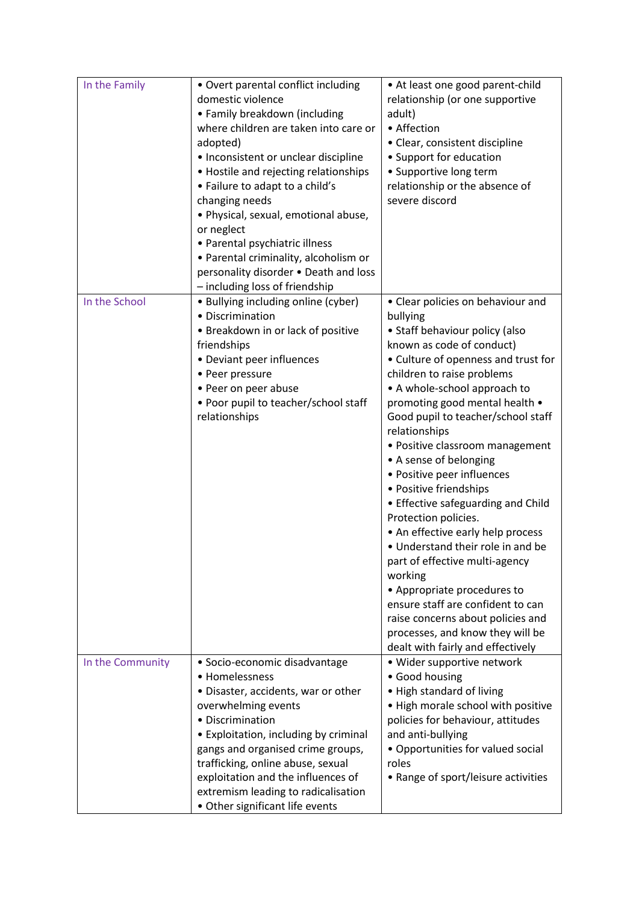| | | |
|---|---|---|
| In the Family | • Overt parental conflict including domestic violence<br>• Family breakdown (including where children are taken into care or adopted)<br>• Inconsistent or unclear discipline<br>• Hostile and rejecting relationships<br>• Failure to adapt to a child's changing needs<br>• Physical, sexual, emotional abuse, or neglect<br>• Parental psychiatric illness<br>• Parental criminality, alcoholism or personality disorder • Death and loss – including loss of friendship | • At least one good parent-child relationship (or one supportive adult)<br>• Affection<br>• Clear, consistent discipline<br>• Support for education<br>• Supportive long term relationship or the absence of severe discord |
| In the School | • Bullying including online (cyber)<br>• Discrimination<br>• Breakdown in or lack of positive friendships<br>• Deviant peer influences<br>• Peer pressure<br>• Peer on peer abuse<br>• Poor pupil to teacher/school staff relationships | • Clear policies on behaviour and bullying<br>• Staff behaviour policy (also known as code of conduct)<br>• Culture of openness and trust for children to raise problems<br>• A whole-school approach to promoting good mental health • Good pupil to teacher/school staff relationships<br>• Positive classroom management<br>• A sense of belonging<br>• Positive peer influences<br>• Positive friendships<br>• Effective safeguarding and Child Protection policies.<br>• An effective early help process<br>• Understand their role in and be part of effective multi-agency working<br>• Appropriate procedures to ensure staff are confident to can raise concerns about policies and processes, and know they will be dealt with fairly and effectively |
| In the Community | • Socio-economic disadvantage<br>• Homelessness<br>• Disaster, accidents, war or other overwhelming events<br>• Discrimination<br>• Exploitation, including by criminal gangs and organised crime groups, trafficking, online abuse, sexual exploitation and the influences of extremism leading to radicalisation<br>• Other significant life events | • Wider supportive network<br>• Good housing<br>• High standard of living<br>• High morale school with positive policies for behaviour, attitudes and anti-bullying<br>• Opportunities for valued social roles<br>• Range of sport/leisure activities |